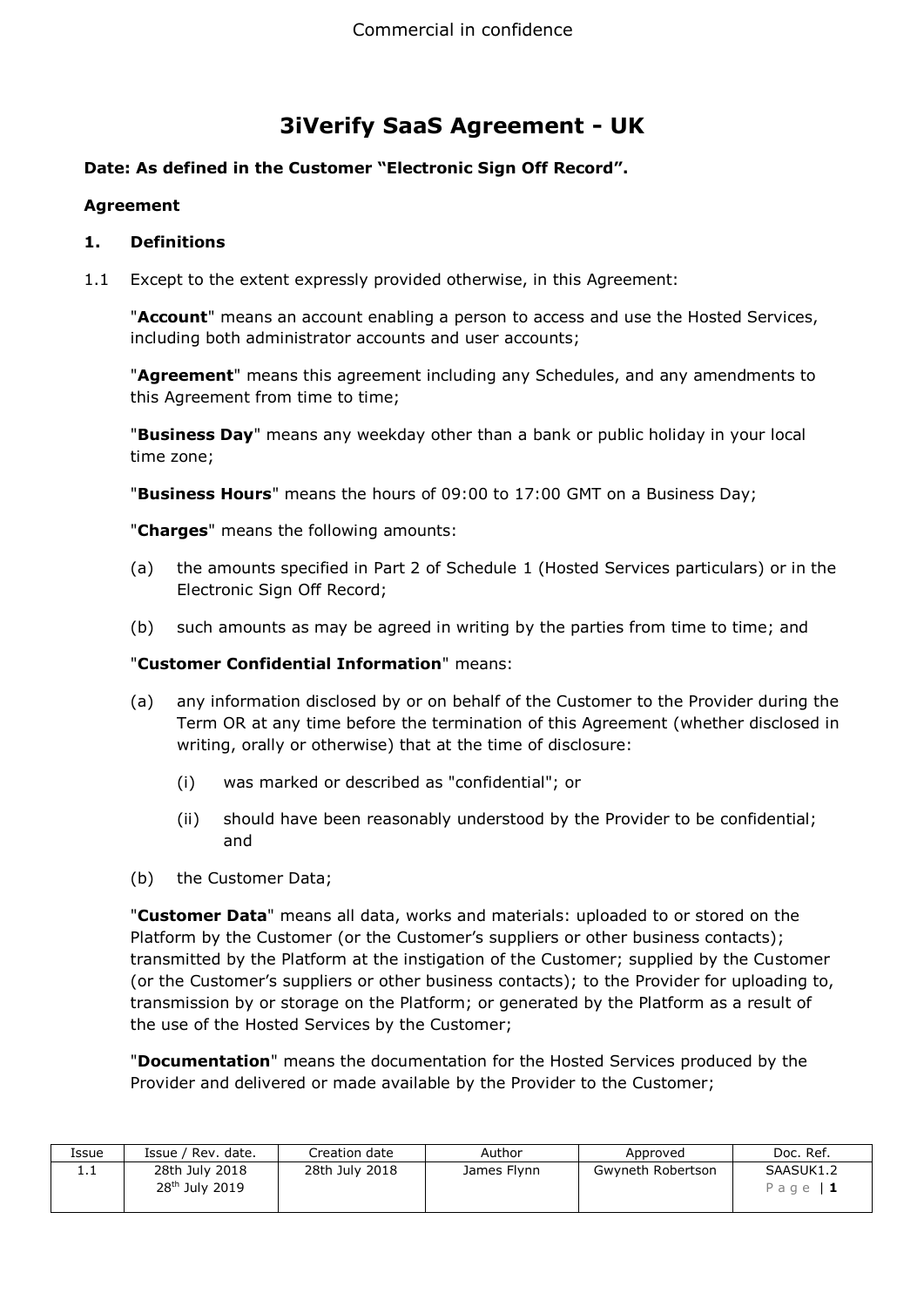# 3iVerify SaaS Agreement - UK

**Date: As defined in the Customer "Electronic Sign Off Record".**

**Agreement**

## 1. Definitions

1.1 Except to the extent expressly provided otherwise, in this Agreement:

"**Account**" means an account enabling a person to access and use the Hosted Services, including both administrator accounts and user accounts;

"**Agreement**" means this agreement including any Schedules, and any amendments to this Agreement from time to time;

"**Business Day**" means any weekday other than a bank or public holiday in your local time zone;

"**Business Hours**" means the hours of 09:00 to 17:00 GMT on a Business Day;

"**Charges**" means the following amounts:

(a) the amounts specified in Part 2 of Schedule 1 (Hosted Services particulars) or in the Electronic Sign Off Record;

(b) such amounts as may be agreed in writing by the parties from time to time; and

"**Customer Confidential Information**" means:

(a) any information disclosed by or on behalf of the Customer to the Provider during the Term OR at any time before the termination of this Agreement (whether disclosed in writing, orally or otherwise) that at the time of disclosure:

(i) was marked or described as "confidential"; or

(ii) should have been reasonably understood by the Provider to be confidential; and

(b) the Customer Data;

"**Customer Data**" means all data, works and materials: uploaded to or stored on the Platform by the Customer (or the Customer's suppliers or other business contacts); transmitted by the Platform at the instigation of the Customer; supplied by the Customer (or the Customer's suppliers or other business contacts); to the Provider for uploading to, transmission by or storage on the Platform; or generated by the Platform as a result of the use of the Hosted Services by the Customer;

"**Documentation**" means the documentation for the Hosted Services produced by the Provider and delivered or made available by the Provider to the Customer;

| Issue | Issue / Rev. date. | Creation date | Author | Approved | Doc. Ref. |
|---|---|---|---|---|---|
| 1.1 | 28th July 2018<br>28th July 2019 | 28th July 2018 | James Flynn | Gwyneth Robertson | SAASUK1.2 |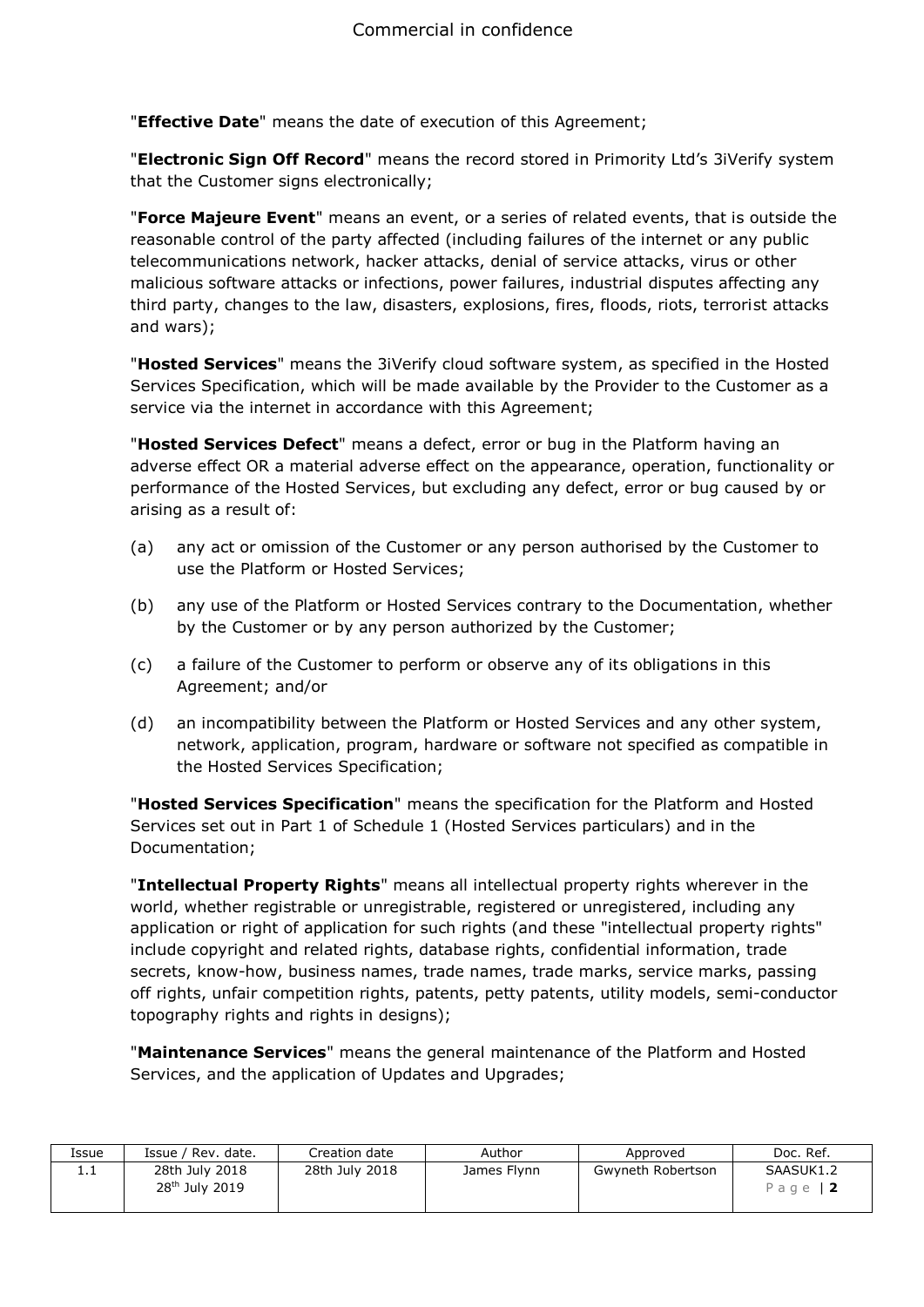"**Effective Date**" means the date of execution of this Agreement;

"**Electronic Sign Off Record**" means the record stored in Primority Ltd's 3iVerify system that the Customer signs electronically;

"**Force Majeure Event**" means an event, or a series of related events, that is outside the reasonable control of the party affected (including failures of the internet or any public telecommunications network, hacker attacks, denial of service attacks, virus or other malicious software attacks or infections, power failures, industrial disputes affecting any third party, changes to the law, disasters, explosions, fires, floods, riots, terrorist attacks and wars);

"**Hosted Services**" means the 3iVerify cloud software system, as specified in the Hosted Services Specification, which will be made available by the Provider to the Customer as a service via the internet in accordance with this Agreement;

"**Hosted Services Defect**" means a defect, error or bug in the Platform having an adverse effect OR a material adverse effect on the appearance, operation, functionality or performance of the Hosted Services, but excluding any defect, error or bug caused by or arising as a result of:

(a) any act or omission of the Customer or any person authorised by the Customer to use the Platform or Hosted Services;

(b) any use of the Platform or Hosted Services contrary to the Documentation, whether by the Customer or by any person authorized by the Customer;

(c) a failure of the Customer to perform or observe any of its obligations in this Agreement; and/or

(d) an incompatibility between the Platform or Hosted Services and any other system, network, application, program, hardware or software not specified as compatible in the Hosted Services Specification;

"**Hosted Services Specification**" means the specification for the Platform and Hosted Services set out in Part 1 of Schedule 1 (Hosted Services particulars) and in the Documentation;

"**Intellectual Property Rights**" means all intellectual property rights wherever in the world, whether registrable or unregistrable, registered or unregistered, including any application or right of application for such rights (and these "intellectual property rights" include copyright and related rights, database rights, confidential information, trade secrets, know-how, business names, trade names, trade marks, service marks, passing off rights, unfair competition rights, patents, petty patents, utility models, semi-conductor topography rights and rights in designs);

"**Maintenance Services**" means the general maintenance of the Platform and Hosted Services, and the application of Updates and Upgrades;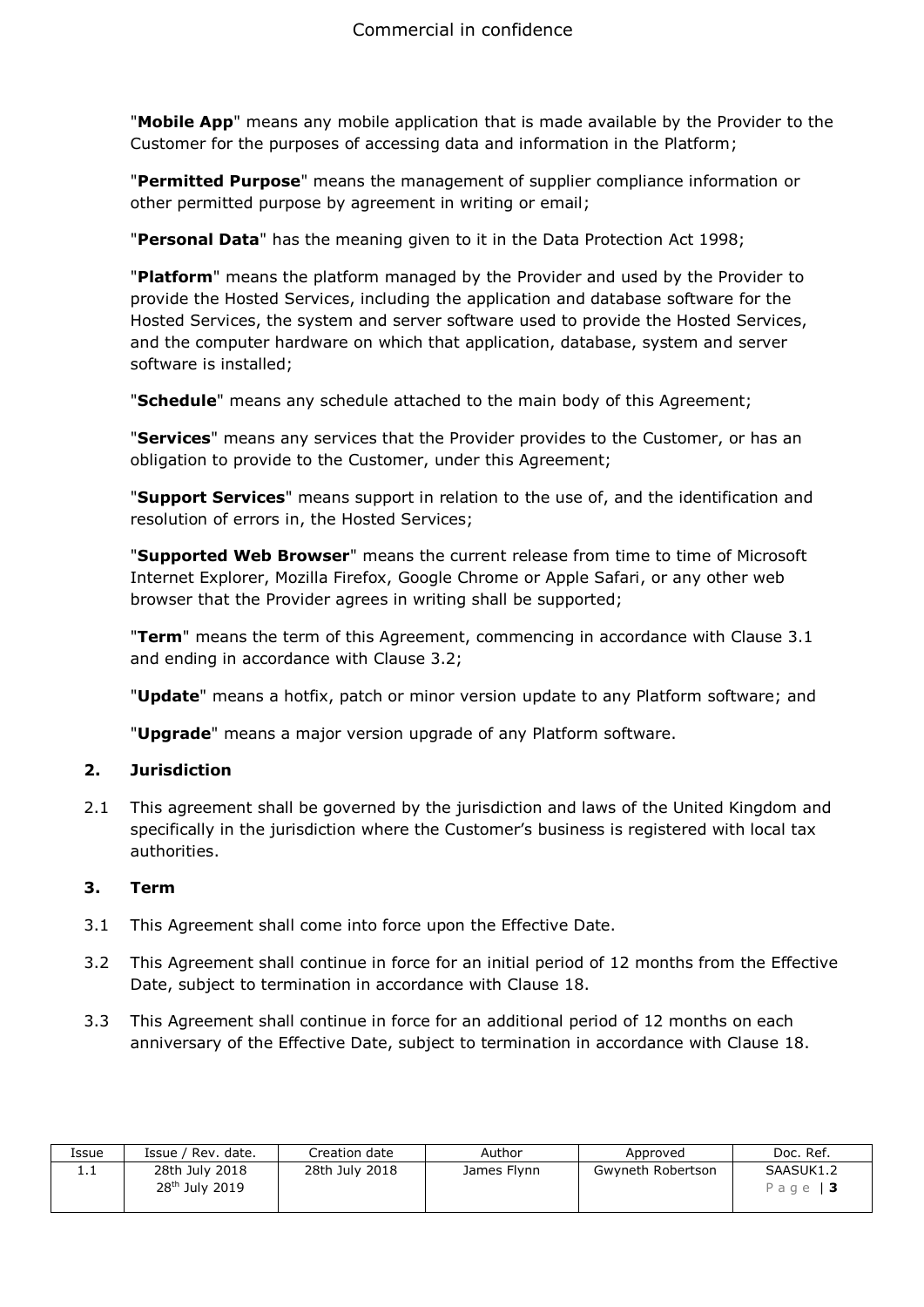"**Mobile App**" means any mobile application that is made available by the Provider to the Customer for the purposes of accessing data and information in the Platform;

"**Permitted Purpose**" means the management of supplier compliance information or other permitted purpose by agreement in writing or email;

"**Personal Data**" has the meaning given to it in the Data Protection Act 1998;

"**Platform**" means the platform managed by the Provider and used by the Provider to provide the Hosted Services, including the application and database software for the Hosted Services, the system and server software used to provide the Hosted Services, and the computer hardware on which that application, database, system and server software is installed;

"**Schedule**" means any schedule attached to the main body of this Agreement;

"**Services**" means any services that the Provider provides to the Customer, or has an obligation to provide to the Customer, under this Agreement;

"**Support Services**" means support in relation to the use of, and the identification and resolution of errors in, the Hosted Services;

"**Supported Web Browser**" means the current release from time to time of Microsoft Internet Explorer, Mozilla Firefox, Google Chrome or Apple Safari, or any other web browser that the Provider agrees in writing shall be supported;

"**Term**" means the term of this Agreement, commencing in accordance with Clause 3.1 and ending in accordance with Clause 3.2;

"**Update**" means a hotfix, patch or minor version update to any Platform software; and

"**Upgrade**" means a major version upgrade of any Platform software.

## 2. Jurisdiction

2.1 This agreement shall be governed by the jurisdiction and laws of the United Kingdom and specifically in the jurisdiction where the Customer's business is registered with local tax authorities.

## 3. Term

3.1 This Agreement shall come into force upon the Effective Date.

3.2 This Agreement shall continue in force for an initial period of 12 months from the Effective Date, subject to termination in accordance with Clause 18.

3.3 This Agreement shall continue in force for an additional period of 12 months on each anniversary of the Effective Date, subject to termination in accordance with Clause 18.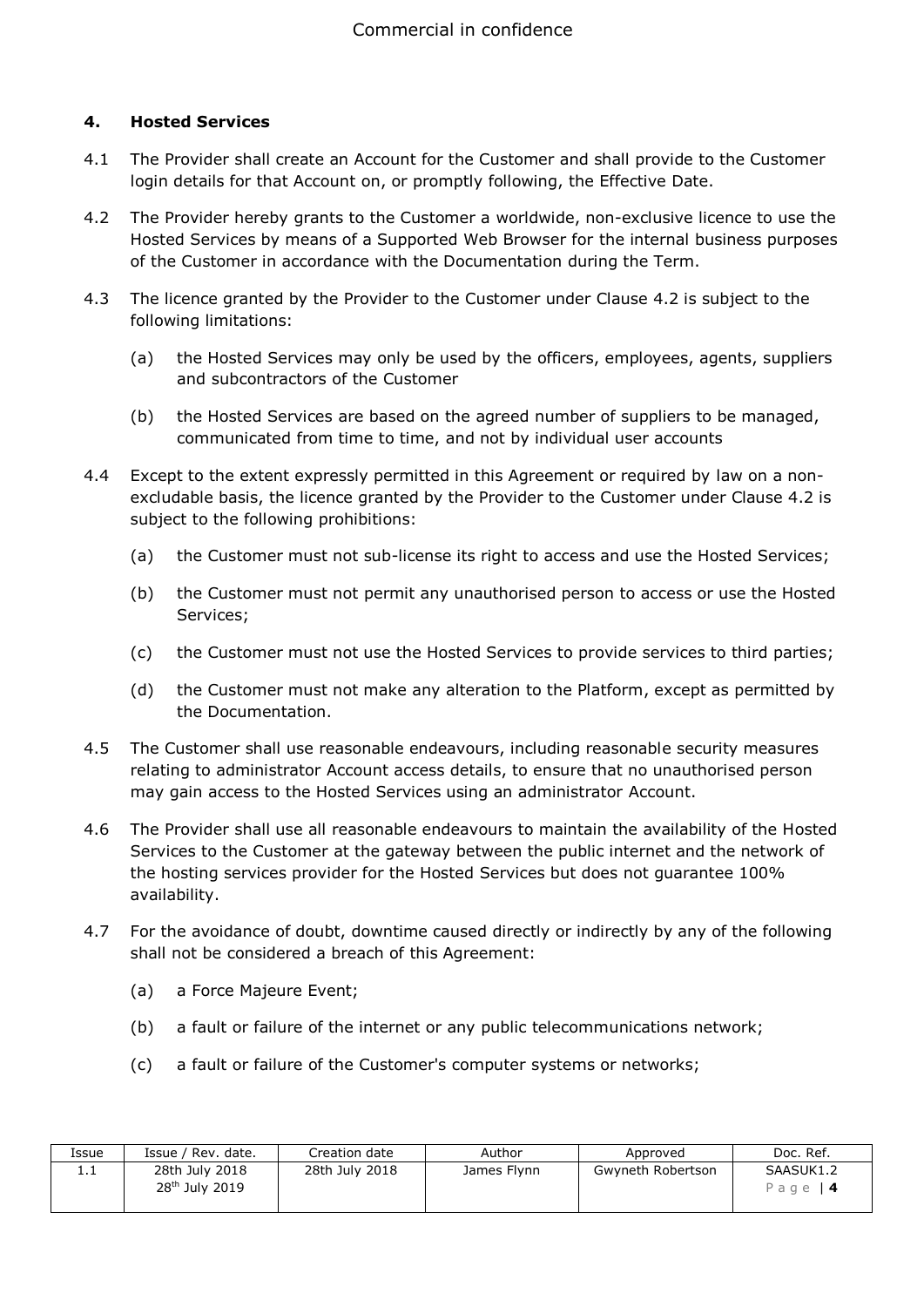### 4. Hosted Services

4.1 The Provider shall create an Account for the Customer and shall provide to the Customer login details for that Account on, or promptly following, the Effective Date.

4.2 The Provider hereby grants to the Customer a worldwide, non-exclusive licence to use the Hosted Services by means of a Supported Web Browser for the internal business purposes of the Customer in accordance with the Documentation during the Term.

4.3 The licence granted by the Provider to the Customer under Clause 4.2 is subject to the following limitations:

(a) the Hosted Services may only be used by the officers, employees, agents, suppliers and subcontractors of the Customer

(b) the Hosted Services are based on the agreed number of suppliers to be managed, communicated from time to time, and not by individual user accounts

4.4 Except to the extent expressly permitted in this Agreement or required by law on a non-excludable basis, the licence granted by the Provider to the Customer under Clause 4.2 is subject to the following prohibitions:

(a) the Customer must not sub-license its right to access and use the Hosted Services;

(b) the Customer must not permit any unauthorised person to access or use the Hosted Services;

(c) the Customer must not use the Hosted Services to provide services to third parties;

(d) the Customer must not make any alteration to the Platform, except as permitted by the Documentation.

4.5 The Customer shall use reasonable endeavours, including reasonable security measures relating to administrator Account access details, to ensure that no unauthorised person may gain access to the Hosted Services using an administrator Account.

4.6 The Provider shall use all reasonable endeavours to maintain the availability of the Hosted Services to the Customer at the gateway between the public internet and the network of the hosting services provider for the Hosted Services but does not guarantee 100% availability.

4.7 For the avoidance of doubt, downtime caused directly or indirectly by any of the following shall not be considered a breach of this Agreement:

(a) a Force Majeure Event;

(b) a fault or failure of the internet or any public telecommunications network;

(c) a fault or failure of the Customer's computer systems or networks;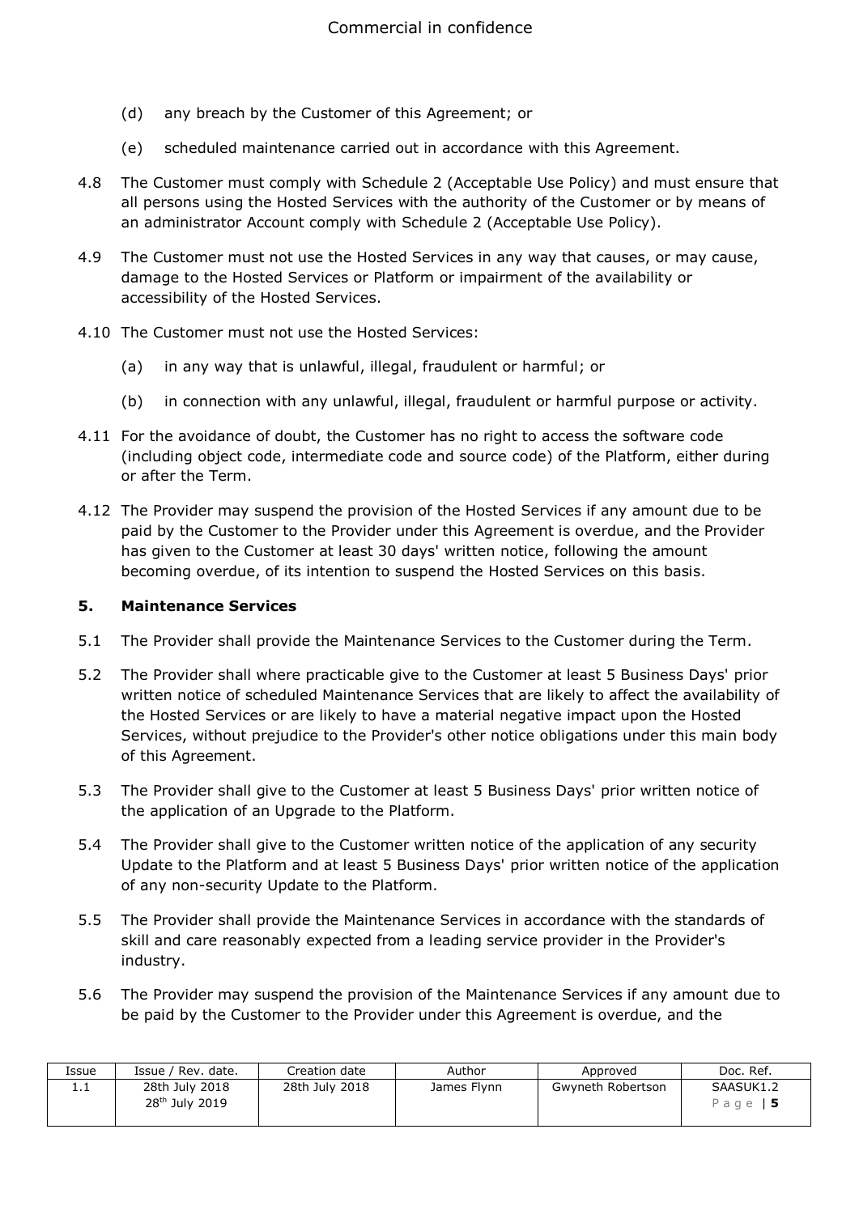(d) any breach by the Customer of this Agreement; or

(e) scheduled maintenance carried out in accordance with this Agreement.

4.8 The Customer must comply with Schedule 2 (Acceptable Use Policy) and must ensure that all persons using the Hosted Services with the authority of the Customer or by means of an administrator Account comply with Schedule 2 (Acceptable Use Policy).

4.9 The Customer must not use the Hosted Services in any way that causes, or may cause, damage to the Hosted Services or Platform or impairment of the availability or accessibility of the Hosted Services.

4.10 The Customer must not use the Hosted Services:

(a) in any way that is unlawful, illegal, fraudulent or harmful; or

(b) in connection with any unlawful, illegal, fraudulent or harmful purpose or activity.

4.11 For the avoidance of doubt, the Customer has no right to access the software code (including object code, intermediate code and source code) of the Platform, either during or after the Term.

4.12 The Provider may suspend the provision of the Hosted Services if any amount due to be paid by the Customer to the Provider under this Agreement is overdue, and the Provider has given to the Customer at least 30 days' written notice, following the amount becoming overdue, of its intention to suspend the Hosted Services on this basis.

## 5. Maintenance Services

5.1 The Provider shall provide the Maintenance Services to the Customer during the Term.

5.2 The Provider shall where practicable give to the Customer at least 5 Business Days' prior written notice of scheduled Maintenance Services that are likely to affect the availability of the Hosted Services or are likely to have a material negative impact upon the Hosted Services, without prejudice to the Provider's other notice obligations under this main body of this Agreement.

5.3 The Provider shall give to the Customer at least 5 Business Days' prior written notice of the application of an Upgrade to the Platform.

5.4 The Provider shall give to the Customer written notice of the application of any security Update to the Platform and at least 5 Business Days' prior written notice of the application of any non-security Update to the Platform.

5.5 The Provider shall provide the Maintenance Services in accordance with the standards of skill and care reasonably expected from a leading service provider in the Provider's industry.

5.6 The Provider may suspend the provision of the Maintenance Services if any amount due to be paid by the Customer to the Provider under this Agreement is overdue, and the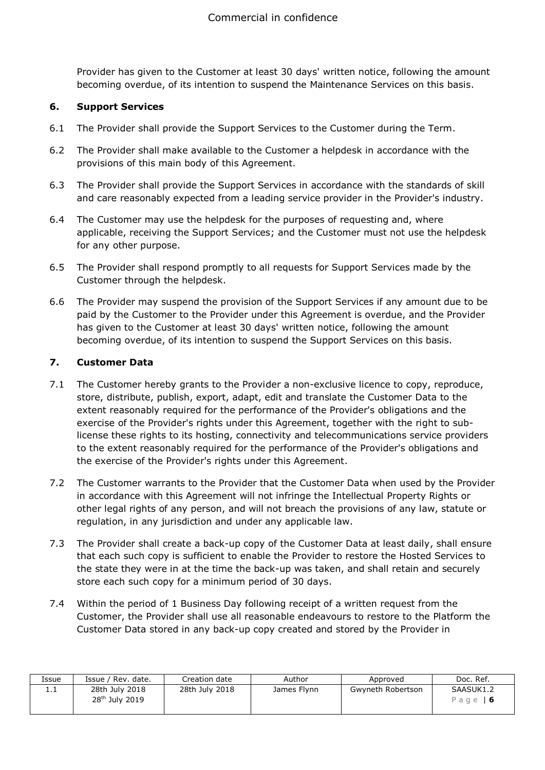Provider has given to the Customer at least 30 days' written notice, following the amount becoming overdue, of its intention to suspend the Maintenance Services on this basis.

### 6. Support Services

6.1 The Provider shall provide the Support Services to the Customer during the Term.

6.2 The Provider shall make available to the Customer a helpdesk in accordance with the provisions of this main body of this Agreement.

6.3 The Provider shall provide the Support Services in accordance with the standards of skill and care reasonably expected from a leading service provider in the Provider's industry.

6.4 The Customer may use the helpdesk for the purposes of requesting and, where applicable, receiving the Support Services; and the Customer must not use the helpdesk for any other purpose.

6.5 The Provider shall respond promptly to all requests for Support Services made by the Customer through the helpdesk.

6.6 The Provider may suspend the provision of the Support Services if any amount due to be paid by the Customer to the Provider under this Agreement is overdue, and the Provider has given to the Customer at least 30 days' written notice, following the amount becoming overdue, of its intention to suspend the Support Services on this basis.

### 7. Customer Data

7.1 The Customer hereby grants to the Provider a non-exclusive licence to copy, reproduce, store, distribute, publish, export, adapt, edit and translate the Customer Data to the extent reasonably required for the performance of the Provider's obligations and the exercise of the Provider's rights under this Agreement, together with the right to sub-license these rights to its hosting, connectivity and telecommunications service providers to the extent reasonably required for the performance of the Provider's obligations and the exercise of the Provider's rights under this Agreement.

7.2 The Customer warrants to the Provider that the Customer Data when used by the Provider in accordance with this Agreement will not infringe the Intellectual Property Rights or other legal rights of any person, and will not breach the provisions of any law, statute or regulation, in any jurisdiction and under any applicable law.

7.3 The Provider shall create a back-up copy of the Customer Data at least daily, shall ensure that each such copy is sufficient to enable the Provider to restore the Hosted Services to the state they were in at the time the back-up was taken, and shall retain and securely store each such copy for a minimum period of 30 days.

7.4 Within the period of 1 Business Day following receipt of a written request from the Customer, the Provider shall use all reasonable endeavours to restore to the Platform the Customer Data stored in any back-up copy created and stored by the Provider in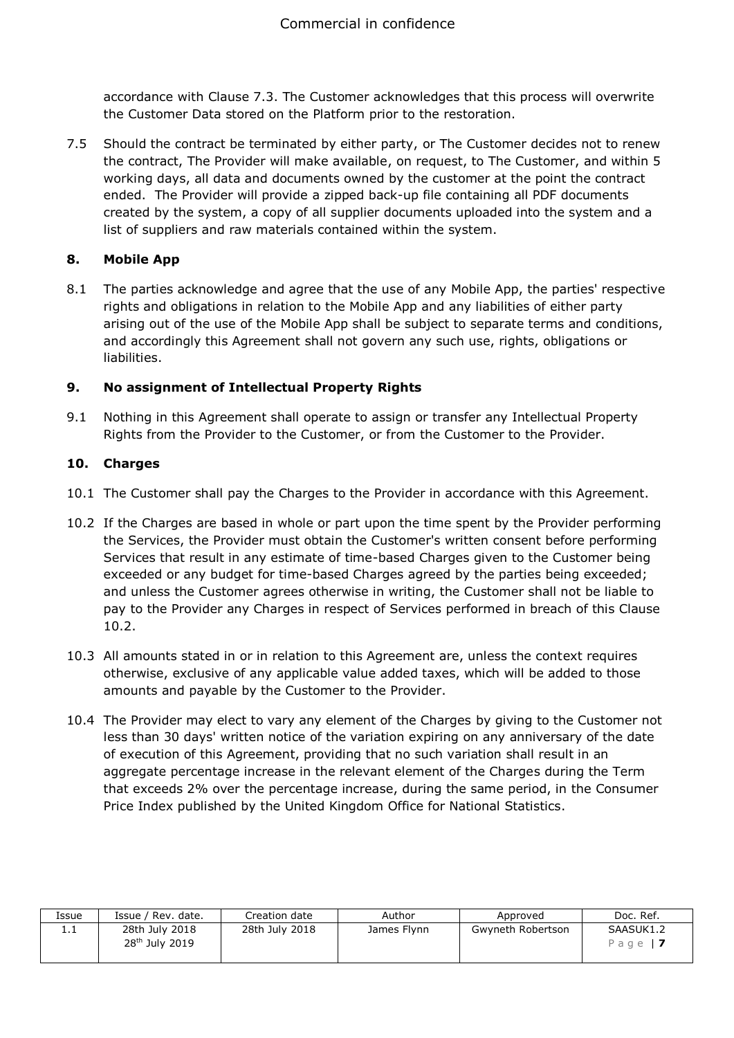accordance with Clause 7.3. The Customer acknowledges that this process will overwrite the Customer Data stored on the Platform prior to the restoration.

7.5 Should the contract be terminated by either party, or The Customer decides not to renew the contract, The Provider will make available, on request, to The Customer, and within 5 working days, all data and documents owned by the customer at the point the contract ended. The Provider will provide a zipped back-up file containing all PDF documents created by the system, a copy of all supplier documents uploaded into the system and a list of suppliers and raw materials contained within the system.

## 8. Mobile App

8.1 The parties acknowledge and agree that the use of any Mobile App, the parties' respective rights and obligations in relation to the Mobile App and any liabilities of either party arising out of the use of the Mobile App shall be subject to separate terms and conditions, and accordingly this Agreement shall not govern any such use, rights, obligations or liabilities.

## 9. No assignment of Intellectual Property Rights

9.1 Nothing in this Agreement shall operate to assign or transfer any Intellectual Property Rights from the Provider to the Customer, or from the Customer to the Provider.

## 10. Charges

10.1 The Customer shall pay the Charges to the Provider in accordance with this Agreement.

10.2 If the Charges are based in whole or part upon the time spent by the Provider performing the Services, the Provider must obtain the Customer's written consent before performing Services that result in any estimate of time-based Charges given to the Customer being exceeded or any budget for time-based Charges agreed by the parties being exceeded; and unless the Customer agrees otherwise in writing, the Customer shall not be liable to pay to the Provider any Charges in respect of Services performed in breach of this Clause 10.2.

10.3 All amounts stated in or in relation to this Agreement are, unless the context requires otherwise, exclusive of any applicable value added taxes, which will be added to those amounts and payable by the Customer to the Provider.

10.4 The Provider may elect to vary any element of the Charges by giving to the Customer not less than 30 days' written notice of the variation expiring on any anniversary of the date of execution of this Agreement, providing that no such variation shall result in an aggregate percentage increase in the relevant element of the Charges during the Term that exceeds 2% over the percentage increase, during the same period, in the Consumer Price Index published by the United Kingdom Office for National Statistics.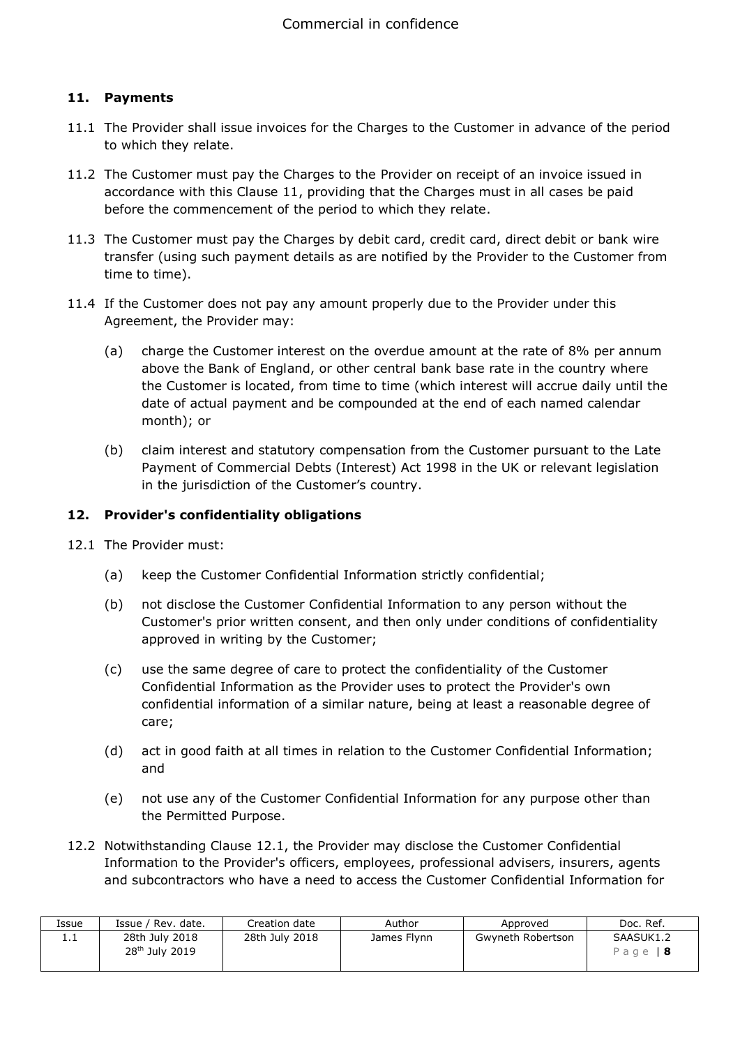## 11. Payments

11.1 The Provider shall issue invoices for the Charges to the Customer in advance of the period to which they relate.

11.2 The Customer must pay the Charges to the Provider on receipt of an invoice issued in accordance with this Clause 11, providing that the Charges must in all cases be paid before the commencement of the period to which they relate.

11.3 The Customer must pay the Charges by debit card, credit card, direct debit or bank wire transfer (using such payment details as are notified by the Provider to the Customer from time to time).

11.4 If the Customer does not pay any amount properly due to the Provider under this Agreement, the Provider may:

(a) charge the Customer interest on the overdue amount at the rate of 8% per annum above the Bank of England, or other central bank base rate in the country where the Customer is located, from time to time (which interest will accrue daily until the date of actual payment and be compounded at the end of each named calendar month); or

(b) claim interest and statutory compensation from the Customer pursuant to the Late Payment of Commercial Debts (Interest) Act 1998 in the UK or relevant legislation in the jurisdiction of the Customer's country.

## 12. Provider's confidentiality obligations

12.1 The Provider must:

(a) keep the Customer Confidential Information strictly confidential;

(b) not disclose the Customer Confidential Information to any person without the Customer's prior written consent, and then only under conditions of confidentiality approved in writing by the Customer;

(c) use the same degree of care to protect the confidentiality of the Customer Confidential Information as the Provider uses to protect the Provider's own confidential information of a similar nature, being at least a reasonable degree of care;

(d) act in good faith at all times in relation to the Customer Confidential Information; and

(e) not use any of the Customer Confidential Information for any purpose other than the Permitted Purpose.

12.2 Notwithstanding Clause 12.1, the Provider may disclose the Customer Confidential Information to the Provider's officers, employees, professional advisers, insurers, agents and subcontractors who have a need to access the Customer Confidential Information for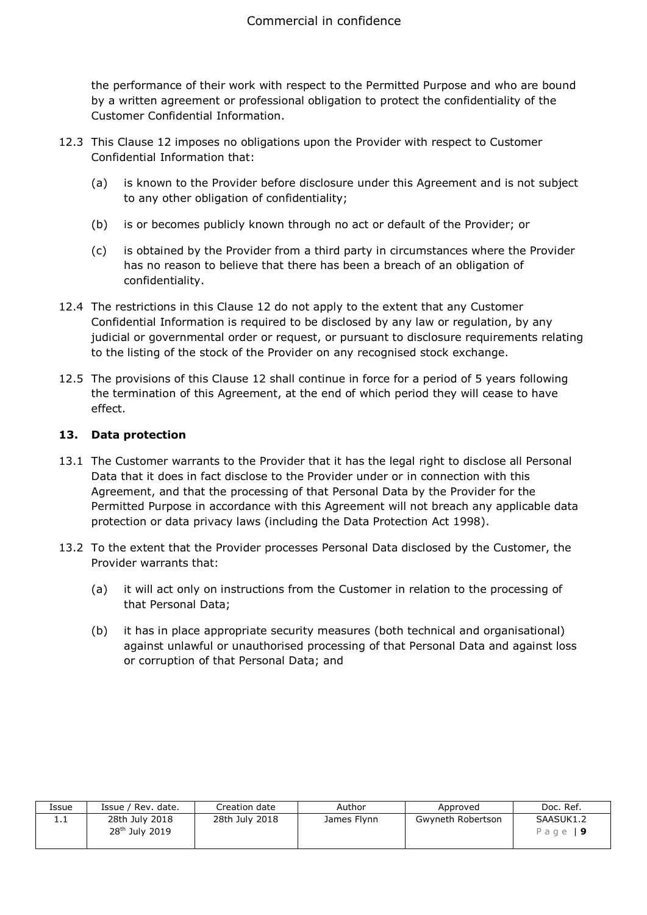the performance of their work with respect to the Permitted Purpose and who are bound by a written agreement or professional obligation to protect the confidentiality of the Customer Confidential Information.

12.3 This Clause 12 imposes no obligations upon the Provider with respect to Customer Confidential Information that:

(a) is known to the Provider before disclosure under this Agreement and is not subject to any other obligation of confidentiality;

(b) is or becomes publicly known through no act or default of the Provider; or

(c) is obtained by the Provider from a third party in circumstances where the Provider has no reason to believe that there has been a breach of an obligation of confidentiality.

12.4 The restrictions in this Clause 12 do not apply to the extent that any Customer Confidential Information is required to be disclosed by any law or regulation, by any judicial or governmental order or request, or pursuant to disclosure requirements relating to the listing of the stock of the Provider on any recognised stock exchange.

12.5 The provisions of this Clause 12 shall continue in force for a period of 5 years following the termination of this Agreement, at the end of which period they will cease to have effect.

## 13. Data protection

13.1 The Customer warrants to the Provider that it has the legal right to disclose all Personal Data that it does in fact disclose to the Provider under or in connection with this Agreement, and that the processing of that Personal Data by the Provider for the Permitted Purpose in accordance with this Agreement will not breach any applicable data protection or data privacy laws (including the Data Protection Act 1998).

13.2 To the extent that the Provider processes Personal Data disclosed by the Customer, the Provider warrants that:

(a) it will act only on instructions from the Customer in relation to the processing of that Personal Data;

(b) it has in place appropriate security measures (both technical and organisational) against unlawful or unauthorised processing of that Personal Data and against loss or corruption of that Personal Data; and

| Issue | Issue / Rev. date. | Creation date | Author | Approved | Doc. Ref. |
|---|---|---|---|---|---|
| 1.1 | 28th July 2018<br>28th July 2019 | 28th July 2018 | James Flynn | Gwyneth Robertson | SAASUK1.2 |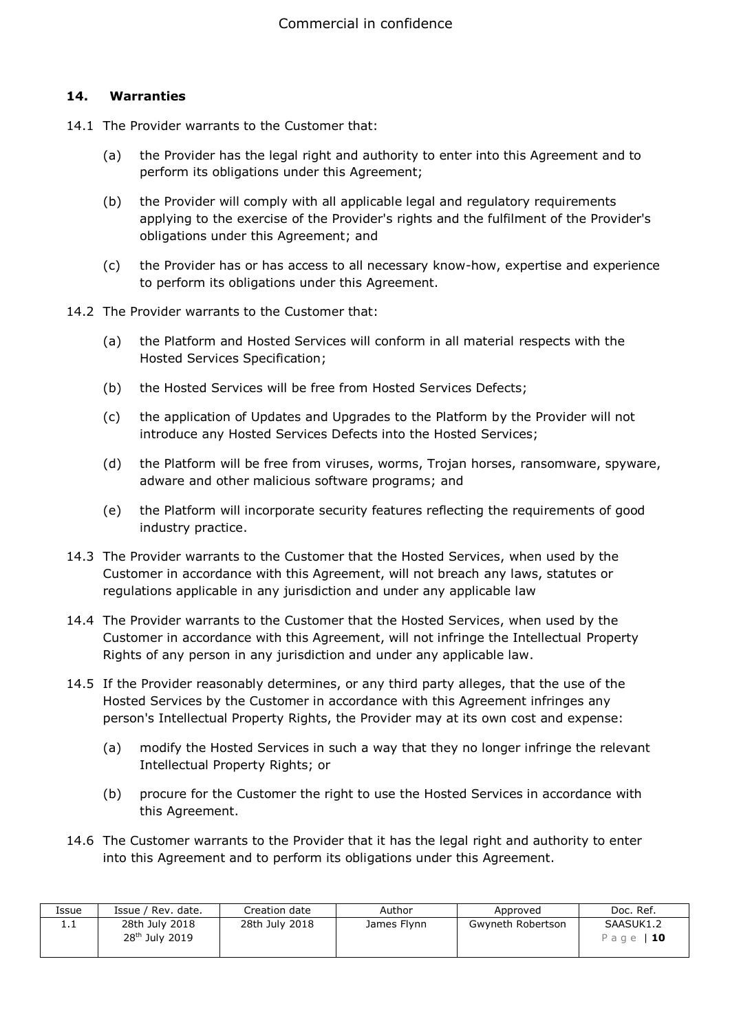## 14. Warranties

14.1 The Provider warrants to the Customer that:

(a) the Provider has the legal right and authority to enter into this Agreement and to perform its obligations under this Agreement;

(b) the Provider will comply with all applicable legal and regulatory requirements applying to the exercise of the Provider's rights and the fulfilment of the Provider's obligations under this Agreement; and

(c) the Provider has or has access to all necessary know-how, expertise and experience to perform its obligations under this Agreement.

14.2 The Provider warrants to the Customer that:

(a) the Platform and Hosted Services will conform in all material respects with the Hosted Services Specification;

(b) the Hosted Services will be free from Hosted Services Defects;

(c) the application of Updates and Upgrades to the Platform by the Provider will not introduce any Hosted Services Defects into the Hosted Services;

(d) the Platform will be free from viruses, worms, Trojan horses, ransomware, spyware, adware and other malicious software programs; and

(e) the Platform will incorporate security features reflecting the requirements of good industry practice.

14.3 The Provider warrants to the Customer that the Hosted Services, when used by the Customer in accordance with this Agreement, will not breach any laws, statutes or regulations applicable in any jurisdiction and under any applicable law

14.4 The Provider warrants to the Customer that the Hosted Services, when used by the Customer in accordance with this Agreement, will not infringe the Intellectual Property Rights of any person in any jurisdiction and under any applicable law.

14.5 If the Provider reasonably determines, or any third party alleges, that the use of the Hosted Services by the Customer in accordance with this Agreement infringes any person's Intellectual Property Rights, the Provider may at its own cost and expense:

(a) modify the Hosted Services in such a way that they no longer infringe the relevant Intellectual Property Rights; or

(b) procure for the Customer the right to use the Hosted Services in accordance with this Agreement.

14.6 The Customer warrants to the Provider that it has the legal right and authority to enter into this Agreement and to perform its obligations under this Agreement.

| Issue | Issue / Rev. date. | Creation date | Author | Approved | Doc. Ref. |
|---|---|---|---|---|---|
| 1.1 | 28th July 2018<br>28th July 2019 | 28th July 2018 | James Flynn | Gwyneth Robertson | SAASUK1.2 |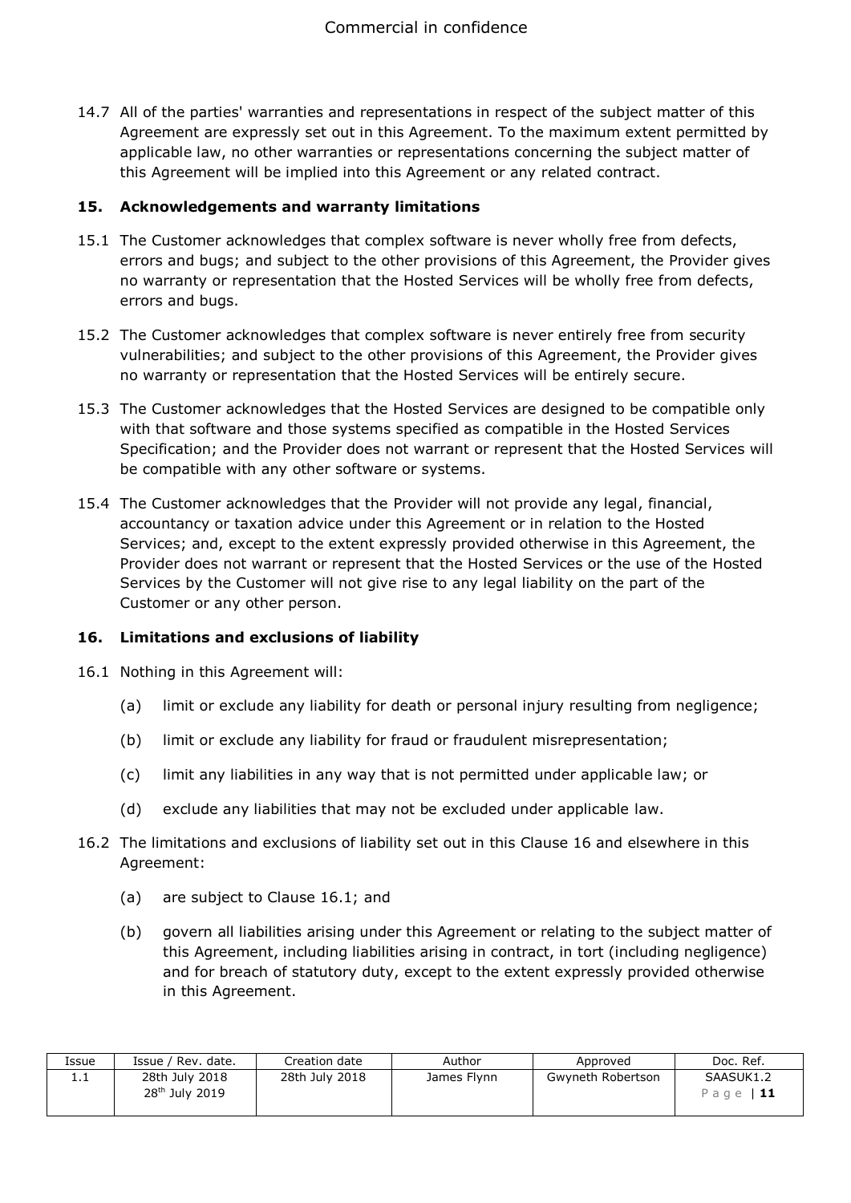14.7 All of the parties' warranties and representations in respect of the subject matter of this Agreement are expressly set out in this Agreement. To the maximum extent permitted by applicable law, no other warranties or representations concerning the subject matter of this Agreement will be implied into this Agreement or any related contract.

## 15. Acknowledgements and warranty limitations

15.1 The Customer acknowledges that complex software is never wholly free from defects, errors and bugs; and subject to the other provisions of this Agreement, the Provider gives no warranty or representation that the Hosted Services will be wholly free from defects, errors and bugs.

15.2 The Customer acknowledges that complex software is never entirely free from security vulnerabilities; and subject to the other provisions of this Agreement, the Provider gives no warranty or representation that the Hosted Services will be entirely secure.

15.3 The Customer acknowledges that the Hosted Services are designed to be compatible only with that software and those systems specified as compatible in the Hosted Services Specification; and the Provider does not warrant or represent that the Hosted Services will be compatible with any other software or systems.

15.4 The Customer acknowledges that the Provider will not provide any legal, financial, accountancy or taxation advice under this Agreement or in relation to the Hosted Services; and, except to the extent expressly provided otherwise in this Agreement, the Provider does not warrant or represent that the Hosted Services or the use of the Hosted Services by the Customer will not give rise to any legal liability on the part of the Customer or any other person.

## 16. Limitations and exclusions of liability

16.1 Nothing in this Agreement will:

(a) limit or exclude any liability for death or personal injury resulting from negligence;

(b) limit or exclude any liability for fraud or fraudulent misrepresentation;

(c) limit any liabilities in any way that is not permitted under applicable law; or

(d) exclude any liabilities that may not be excluded under applicable law.

16.2 The limitations and exclusions of liability set out in this Clause 16 and elsewhere in this Agreement:

(a) are subject to Clause 16.1; and

(b) govern all liabilities arising under this Agreement or relating to the subject matter of this Agreement, including liabilities arising in contract, in tort (including negligence) and for breach of statutory duty, except to the extent expressly provided otherwise in this Agreement.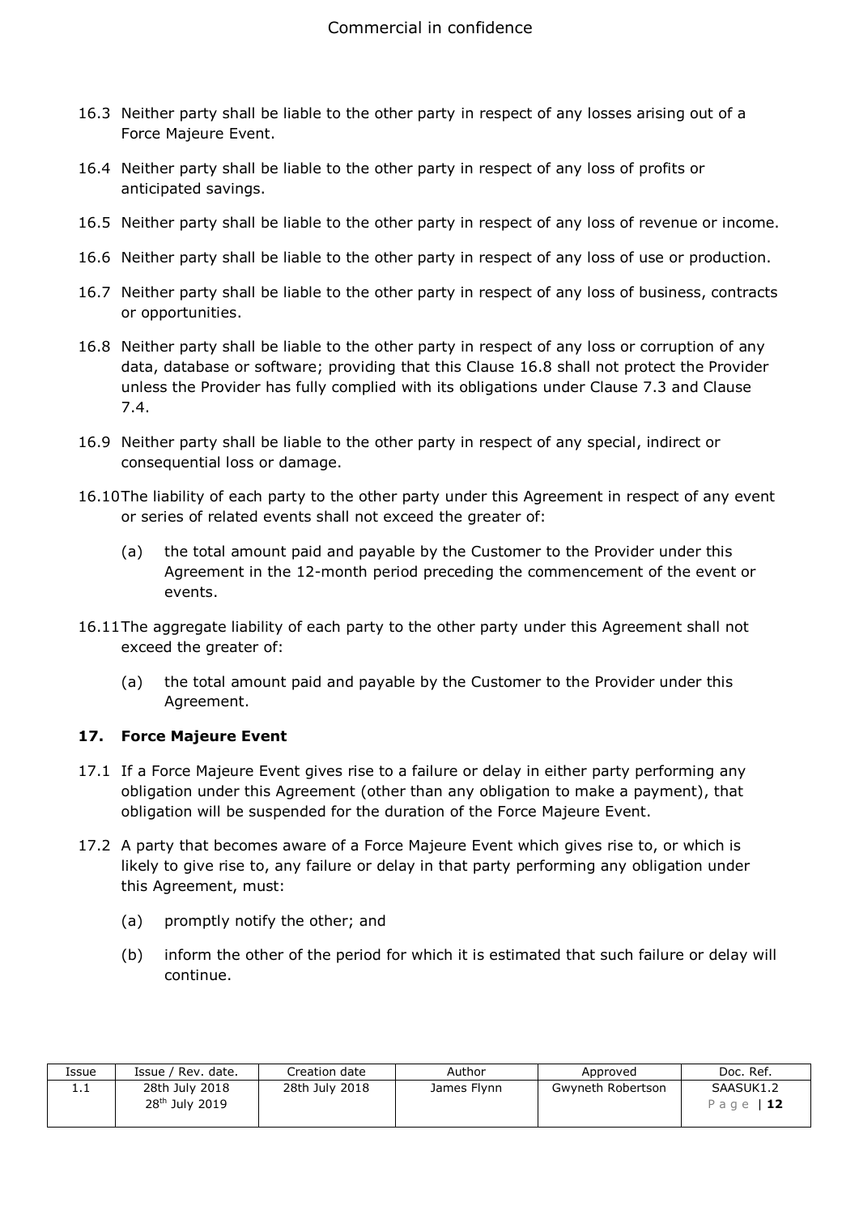16.3 Neither party shall be liable to the other party in respect of any losses arising out of a Force Majeure Event.

16.4 Neither party shall be liable to the other party in respect of any loss of profits or anticipated savings.

16.5 Neither party shall be liable to the other party in respect of any loss of revenue or income.

16.6 Neither party shall be liable to the other party in respect of any loss of use or production.

16.7 Neither party shall be liable to the other party in respect of any loss of business, contracts or opportunities.

16.8 Neither party shall be liable to the other party in respect of any loss or corruption of any data, database or software; providing that this Clause 16.8 shall not protect the Provider unless the Provider has fully complied with its obligations under Clause 7.3 and Clause 7.4.

16.9 Neither party shall be liable to the other party in respect of any special, indirect or consequential loss or damage.

16.10 The liability of each party to the other party under this Agreement in respect of any event or series of related events shall not exceed the greater of:

(a) the total amount paid and payable by the Customer to the Provider under this Agreement in the 12-month period preceding the commencement of the event or events.

16.11 The aggregate liability of each party to the other party under this Agreement shall not exceed the greater of:

(a) the total amount paid and payable by the Customer to the Provider under this Agreement.

### 17. Force Majeure Event

17.1 If a Force Majeure Event gives rise to a failure or delay in either party performing any obligation under this Agreement (other than any obligation to make a payment), that obligation will be suspended for the duration of the Force Majeure Event.

17.2 A party that becomes aware of a Force Majeure Event which gives rise to, or which is likely to give rise to, any failure or delay in that party performing any obligation under this Agreement, must:

(a) promptly notify the other; and

(b) inform the other of the period for which it is estimated that such failure or delay will continue.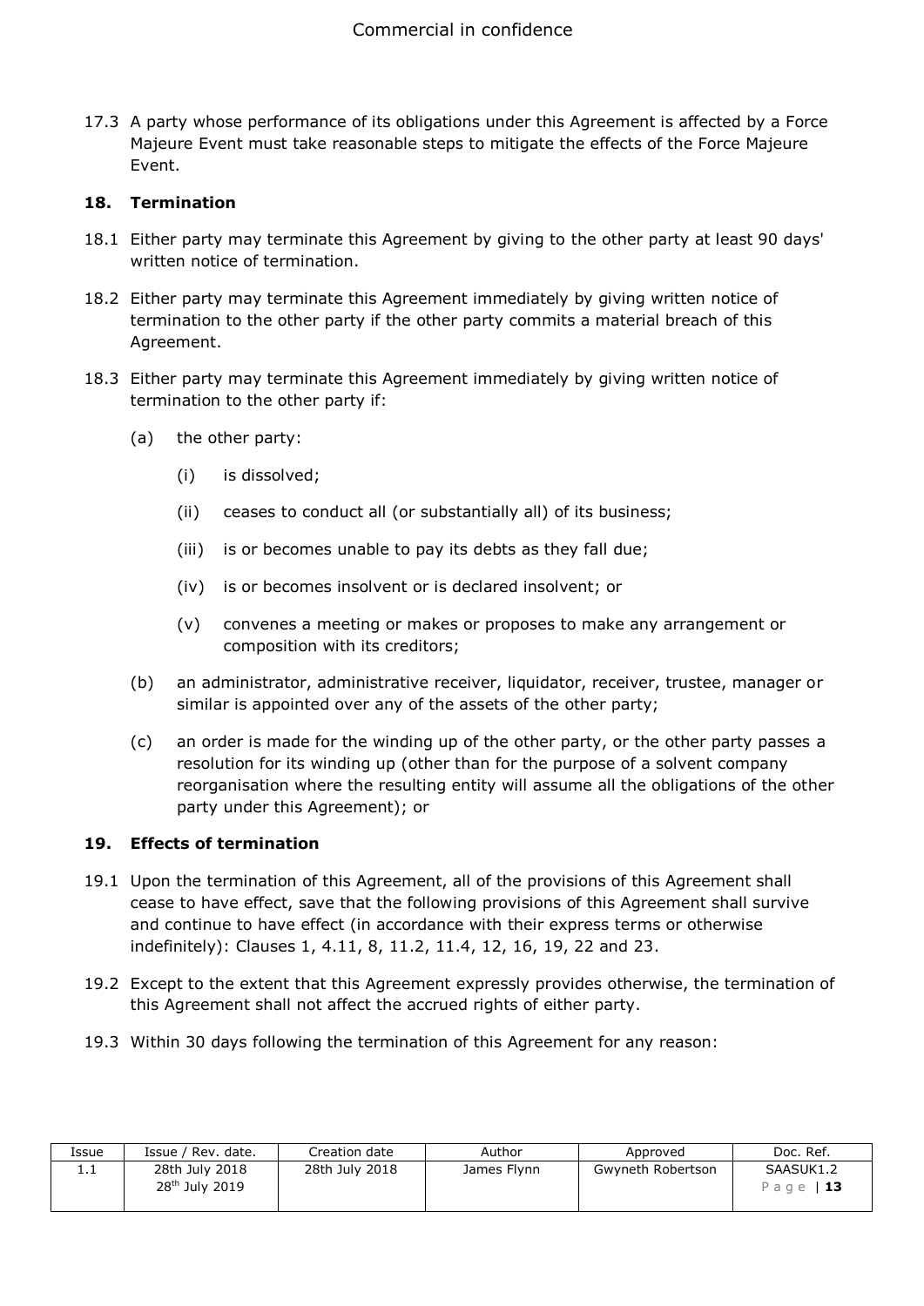17.3 A party whose performance of its obligations under this Agreement is affected by a Force Majeure Event must take reasonable steps to mitigate the effects of the Force Majeure Event.

## 18. Termination

18.1 Either party may terminate this Agreement by giving to the other party at least 90 days' written notice of termination.

18.2 Either party may terminate this Agreement immediately by giving written notice of termination to the other party if the other party commits a material breach of this Agreement.

18.3 Either party may terminate this Agreement immediately by giving written notice of termination to the other party if:

- (a) the other party:
  - (i) is dissolved;
  - (ii) ceases to conduct all (or substantially all) of its business;
  - (iii) is or becomes unable to pay its debts as they fall due;
  - (iv) is or becomes insolvent or is declared insolvent; or
  - (v) convenes a meeting or makes or proposes to make any arrangement or composition with its creditors;
- (b) an administrator, administrative receiver, liquidator, receiver, trustee, manager or similar is appointed over any of the assets of the other party;
- (c) an order is made for the winding up of the other party, or the other party passes a resolution for its winding up (other than for the purpose of a solvent company reorganisation where the resulting entity will assume all the obligations of the other party under this Agreement); or

## 19. Effects of termination

19.1 Upon the termination of this Agreement, all of the provisions of this Agreement shall cease to have effect, save that the following provisions of this Agreement shall survive and continue to have effect (in accordance with their express terms or otherwise indefinitely): Clauses 1, 4.11, 8, 11.2, 11.4, 12, 16, 19, 22 and 23.

19.2 Except to the extent that this Agreement expressly provides otherwise, the termination of this Agreement shall not affect the accrued rights of either party.

19.3 Within 30 days following the termination of this Agreement for any reason: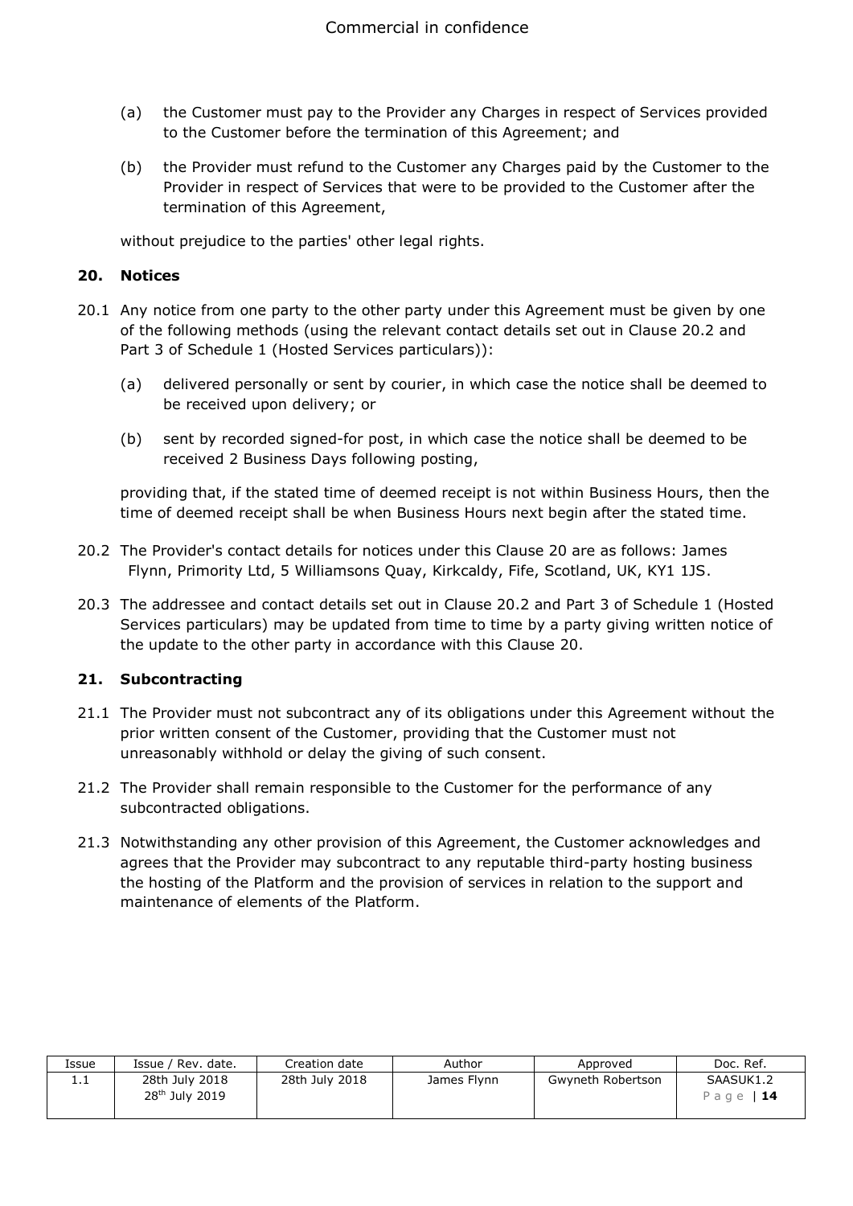(a) the Customer must pay to the Provider any Charges in respect of Services provided to the Customer before the termination of this Agreement; and

(b) the Provider must refund to the Customer any Charges paid by the Customer to the Provider in respect of Services that were to be provided to the Customer after the termination of this Agreement,

without prejudice to the parties' other legal rights.

## 20. Notices

20.1 Any notice from one party to the other party under this Agreement must be given by one of the following methods (using the relevant contact details set out in Clause 20.2 and Part 3 of Schedule 1 (Hosted Services particulars)):

(a) delivered personally or sent by courier, in which case the notice shall be deemed to be received upon delivery; or

(b) sent by recorded signed-for post, in which case the notice shall be deemed to be received 2 Business Days following posting,

providing that, if the stated time of deemed receipt is not within Business Hours, then the time of deemed receipt shall be when Business Hours next begin after the stated time.

20.2 The Provider's contact details for notices under this Clause 20 are as follows: James Flynn, Primority Ltd, 5 Williamsons Quay, Kirkcaldy, Fife, Scotland, UK, KY1 1JS.

20.3 The addressee and contact details set out in Clause 20.2 and Part 3 of Schedule 1 (Hosted Services particulars) may be updated from time to time by a party giving written notice of the update to the other party in accordance with this Clause 20.

## 21. Subcontracting

21.1 The Provider must not subcontract any of its obligations under this Agreement without the prior written consent of the Customer, providing that the Customer must not unreasonably withhold or delay the giving of such consent.

21.2 The Provider shall remain responsible to the Customer for the performance of any subcontracted obligations.

21.3 Notwithstanding any other provision of this Agreement, the Customer acknowledges and agrees that the Provider may subcontract to any reputable third-party hosting business the hosting of the Platform and the provision of services in relation to the support and maintenance of elements of the Platform.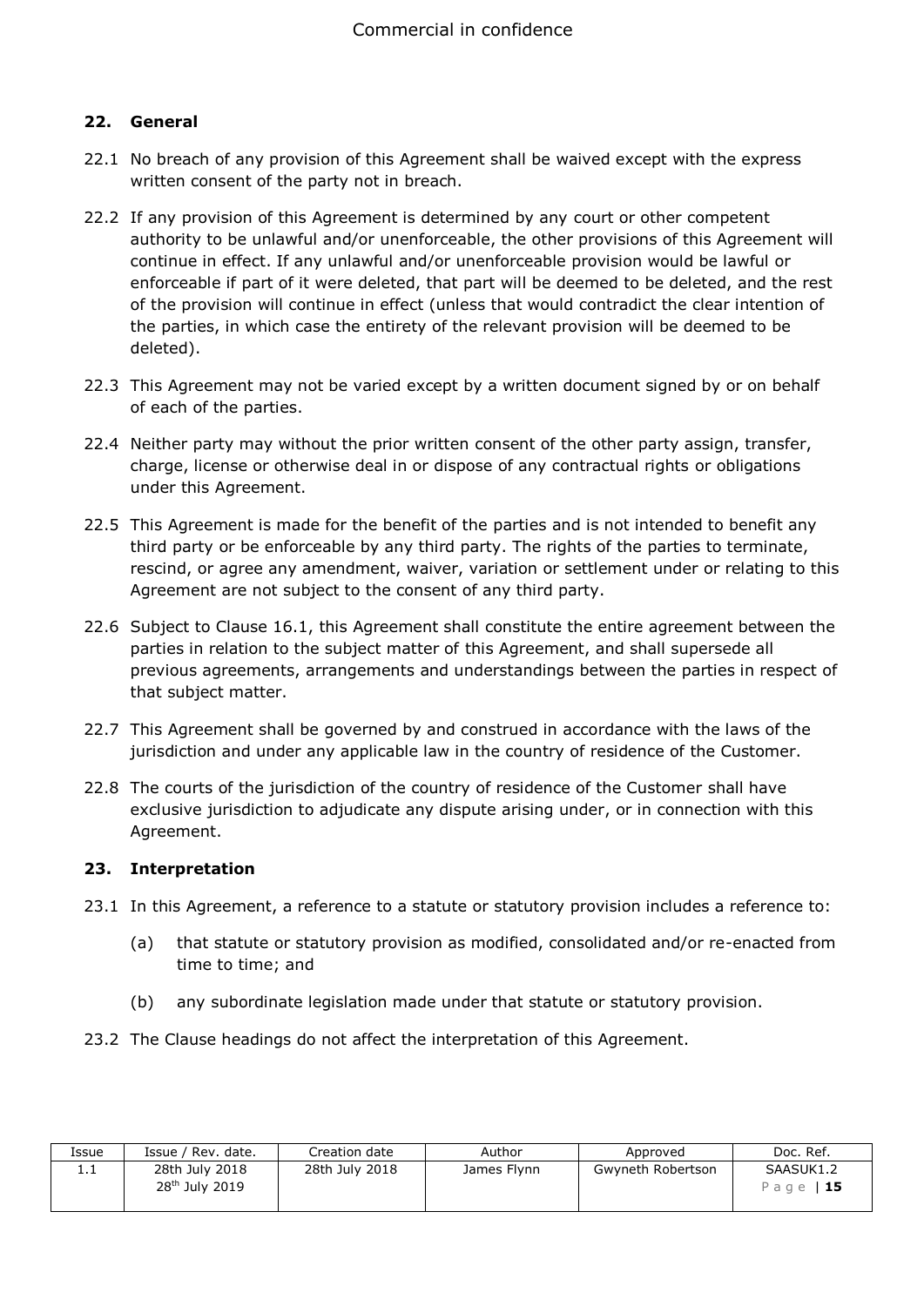## 22. General

22.1 No breach of any provision of this Agreement shall be waived except with the express written consent of the party not in breach.

22.2 If any provision of this Agreement is determined by any court or other competent authority to be unlawful and/or unenforceable, the other provisions of this Agreement will continue in effect. If any unlawful and/or unenforceable provision would be lawful or enforceable if part of it were deleted, that part will be deemed to be deleted, and the rest of the provision will continue in effect (unless that would contradict the clear intention of the parties, in which case the entirety of the relevant provision will be deemed to be deleted).

22.3 This Agreement may not be varied except by a written document signed by or on behalf of each of the parties.

22.4 Neither party may without the prior written consent of the other party assign, transfer, charge, license or otherwise deal in or dispose of any contractual rights or obligations under this Agreement.

22.5 This Agreement is made for the benefit of the parties and is not intended to benefit any third party or be enforceable by any third party. The rights of the parties to terminate, rescind, or agree any amendment, waiver, variation or settlement under or relating to this Agreement are not subject to the consent of any third party.

22.6 Subject to Clause 16.1, this Agreement shall constitute the entire agreement between the parties in relation to the subject matter of this Agreement, and shall supersede all previous agreements, arrangements and understandings between the parties in respect of that subject matter.

22.7 This Agreement shall be governed by and construed in accordance with the laws of the jurisdiction and under any applicable law in the country of residence of the Customer.

22.8 The courts of the jurisdiction of the country of residence of the Customer shall have exclusive jurisdiction to adjudicate any dispute arising under, or in connection with this Agreement.

## 23. Interpretation

23.1 In this Agreement, a reference to a statute or statutory provision includes a reference to:

(a) that statute or statutory provision as modified, consolidated and/or re-enacted from time to time; and

(b) any subordinate legislation made under that statute or statutory provision.

23.2 The Clause headings do not affect the interpretation of this Agreement.

| Issue | Issue / Rev. date. | Creation date | Author | Approved | Doc. Ref. |
|---|---|---|---|---|---|
| 1.1 | 28th July 2018<br>28th July 2019 | 28th July 2018 | James Flynn | Gwyneth Robertson | SAASUK1.2 |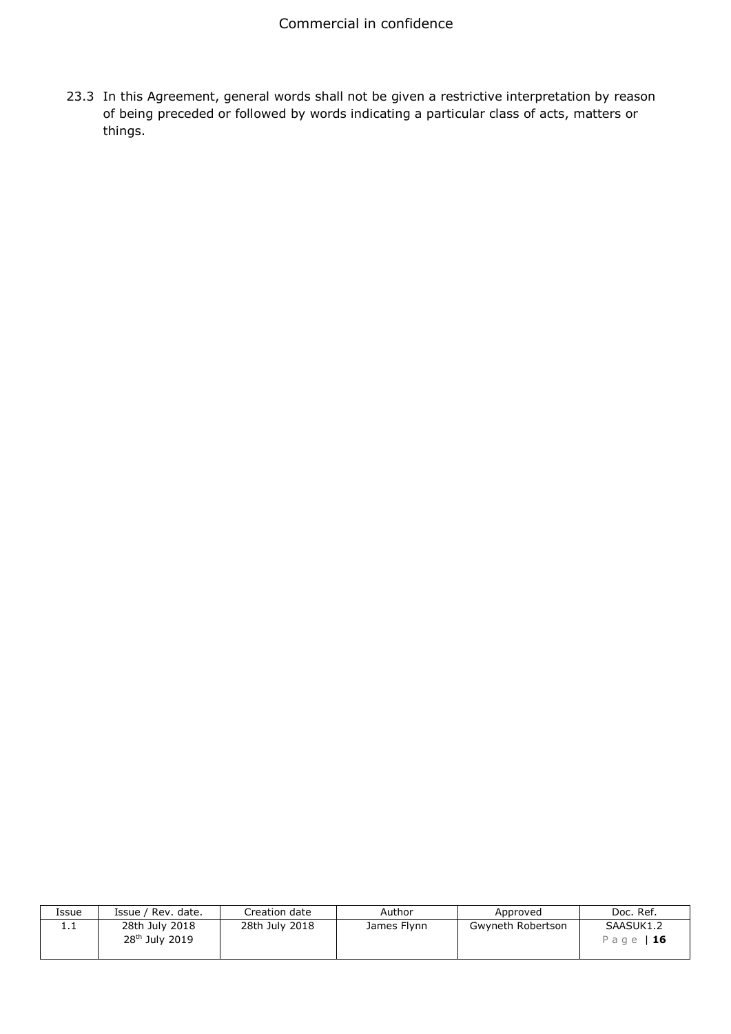23.3 In this Agreement, general words shall not be given a restrictive interpretation by reason of being preceded or followed by words indicating a particular class of acts, matters or things.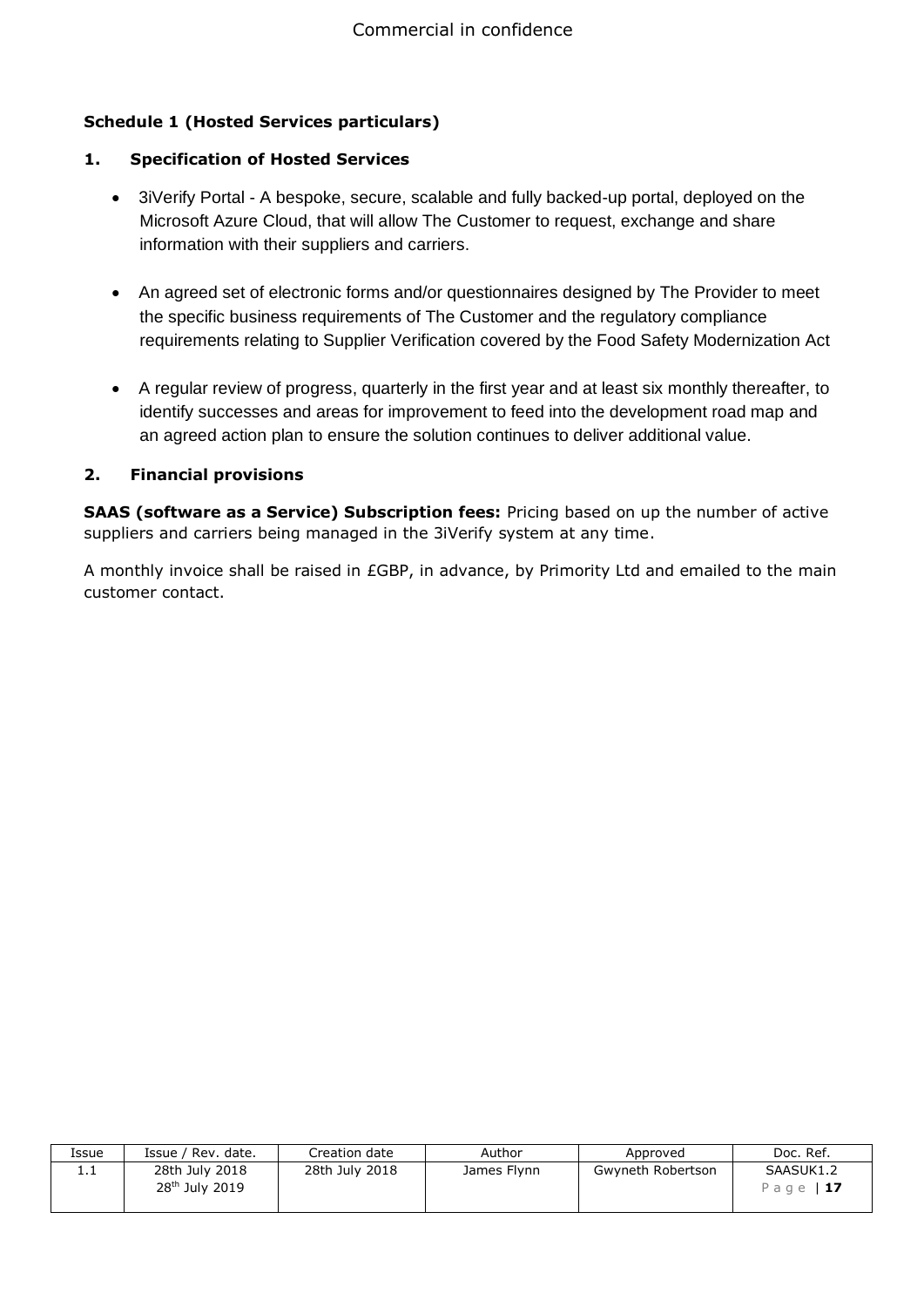### Schedule 1 (Hosted Services particulars)

#### 1. Specification of Hosted Services

- 3iVerify Portal - A bespoke, secure, scalable and fully backed-up portal, deployed on the Microsoft Azure Cloud, that will allow The Customer to request, exchange and share information with their suppliers and carriers.

- An agreed set of electronic forms and/or questionnaires designed by The Provider to meet the specific business requirements of The Customer and the regulatory compliance requirements relating to Supplier Verification covered by the Food Safety Modernization Act

- A regular review of progress, quarterly in the first year and at least six monthly thereafter, to identify successes and areas for improvement to feed into the development road map and an agreed action plan to ensure the solution continues to deliver additional value.

#### 2. Financial provisions

**SAAS (software as a Service) Subscription fees:** Pricing based on up the number of active suppliers and carriers being managed in the 3iVerify system at any time.

A monthly invoice shall be raised in £GBP, in advance, by Primority Ltd and emailed to the main customer contact.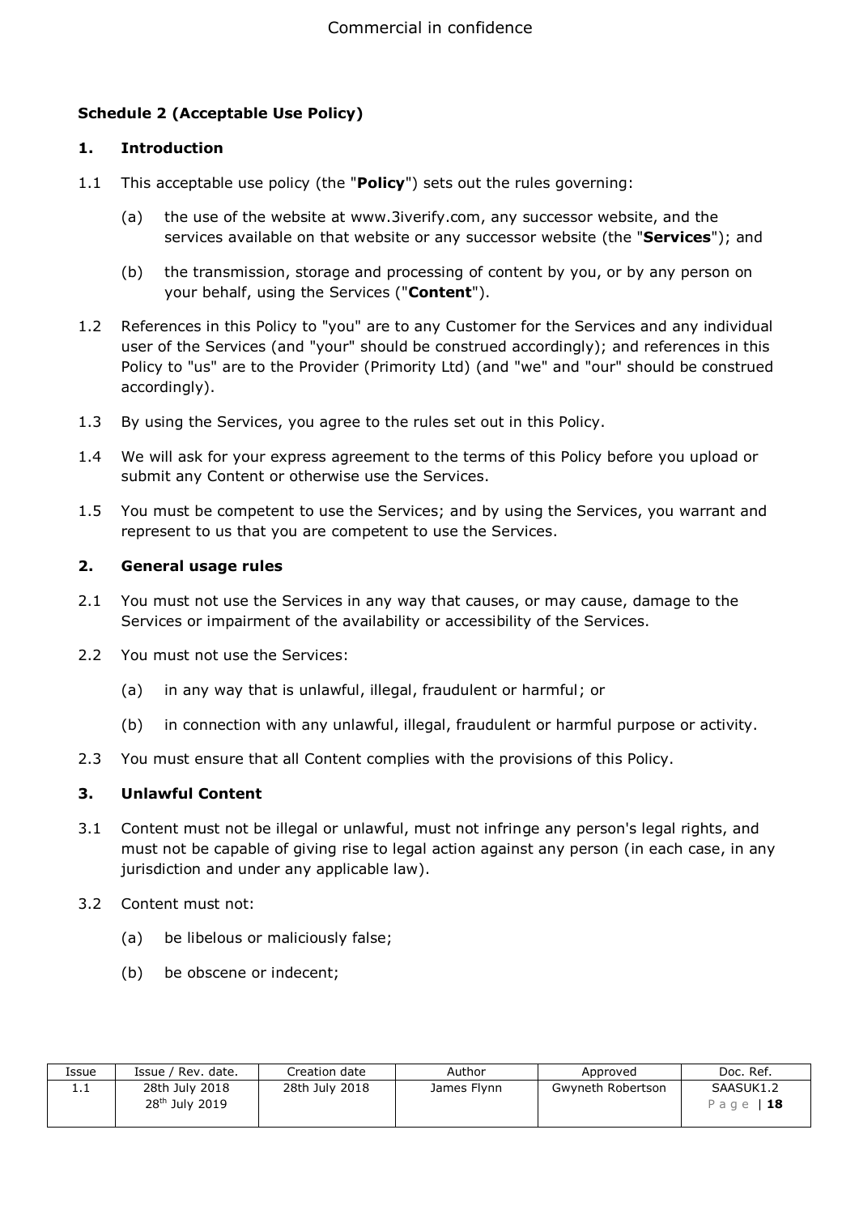**Schedule 2 (Acceptable Use Policy)**

**1. Introduction**

1.1 This acceptable use policy (the "**Policy**") sets out the rules governing:

(a) the use of the website at www.3iverify.com, any successor website, and the services available on that website or any successor website (the "**Services**"); and

(b) the transmission, storage and processing of content by you, or by any person on your behalf, using the Services ("**Content**").

1.2 References in this Policy to "you" are to any Customer for the Services and any individual user of the Services (and "your" should be construed accordingly); and references in this Policy to "us" are to the Provider (Primority Ltd) (and "we" and "our" should be construed accordingly).

1.3 By using the Services, you agree to the rules set out in this Policy.

1.4 We will ask for your express agreement to the terms of this Policy before you upload or submit any Content or otherwise use the Services.

1.5 You must be competent to use the Services; and by using the Services, you warrant and represent to us that you are competent to use the Services.

**2. General usage rules**

2.1 You must not use the Services in any way that causes, or may cause, damage to the Services or impairment of the availability or accessibility of the Services.

2.2 You must not use the Services:

(a) in any way that is unlawful, illegal, fraudulent or harmful; or

(b) in connection with any unlawful, illegal, fraudulent or harmful purpose or activity.

2.3 You must ensure that all Content complies with the provisions of this Policy.

**3. Unlawful Content**

3.1 Content must not be illegal or unlawful, must not infringe any person's legal rights, and must not be capable of giving rise to legal action against any person (in each case, in any jurisdiction and under any applicable law).

3.2 Content must not:

(a) be libelous or maliciously false;

(b) be obscene or indecent;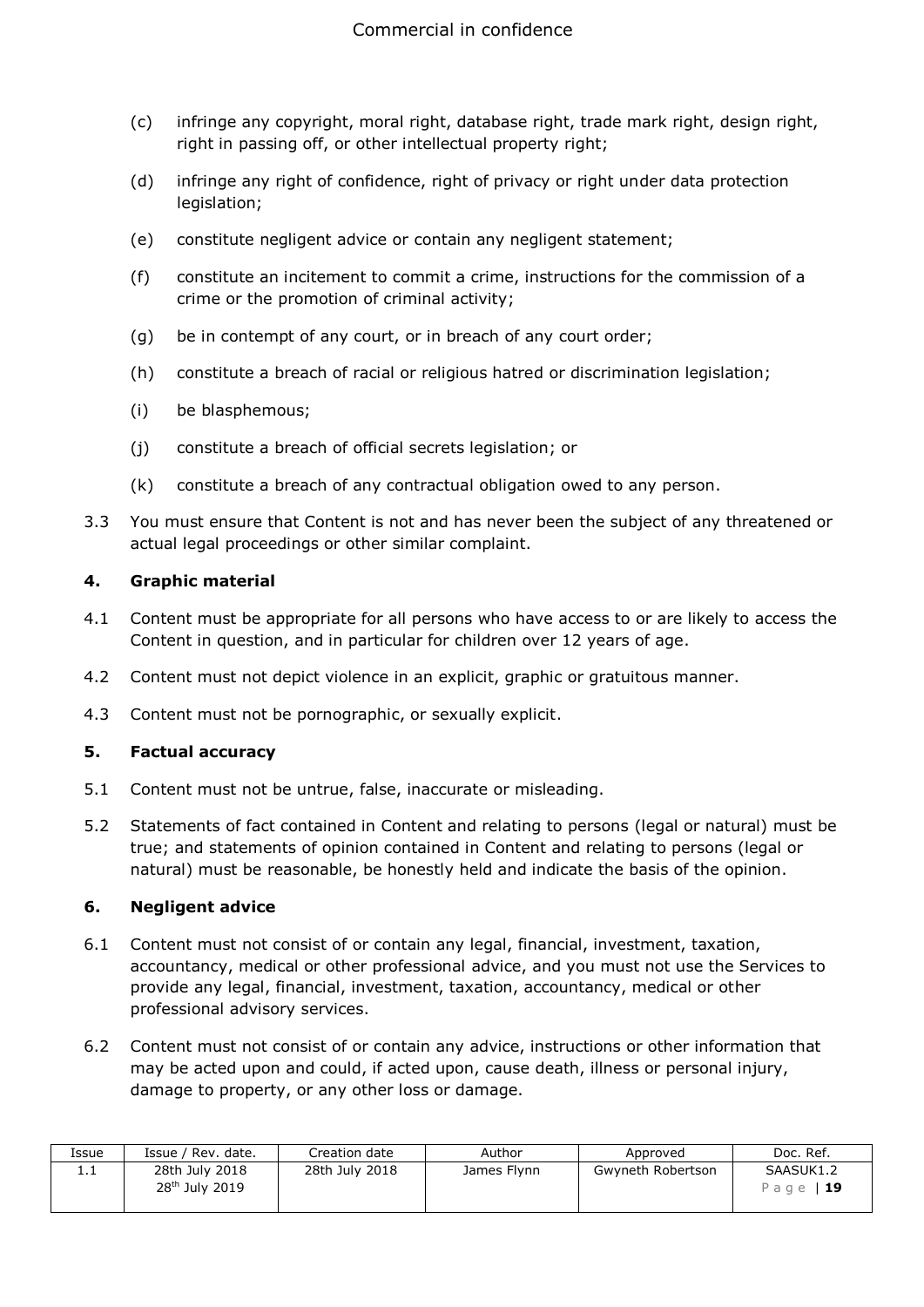(c) infringe any copyright, moral right, database right, trade mark right, design right, right in passing off, or other intellectual property right;

(d) infringe any right of confidence, right of privacy or right under data protection legislation;

(e) constitute negligent advice or contain any negligent statement;

(f) constitute an incitement to commit a crime, instructions for the commission of a crime or the promotion of criminal activity;

(g) be in contempt of any court, or in breach of any court order;

(h) constitute a breach of racial or religious hatred or discrimination legislation;

(i) be blasphemous;

(j) constitute a breach of official secrets legislation; or

(k) constitute a breach of any contractual obligation owed to any person.

3.3 You must ensure that Content is not and has never been the subject of any threatened or actual legal proceedings or other similar complaint.

## 4. Graphic material

4.1 Content must be appropriate for all persons who have access to or are likely to access the Content in question, and in particular for children over 12 years of age.

4.2 Content must not depict violence in an explicit, graphic or gratuitous manner.

4.3 Content must not be pornographic, or sexually explicit.

## 5. Factual accuracy

5.1 Content must not be untrue, false, inaccurate or misleading.

5.2 Statements of fact contained in Content and relating to persons (legal or natural) must be true; and statements of opinion contained in Content and relating to persons (legal or natural) must be reasonable, be honestly held and indicate the basis of the opinion.

## 6. Negligent advice

6.1 Content must not consist of or contain any legal, financial, investment, taxation, accountancy, medical or other professional advice, and you must not use the Services to provide any legal, financial, investment, taxation, accountancy, medical or other professional advisory services.

6.2 Content must not consist of or contain any advice, instructions or other information that may be acted upon and could, if acted upon, cause death, illness or personal injury, damage to property, or any other loss or damage.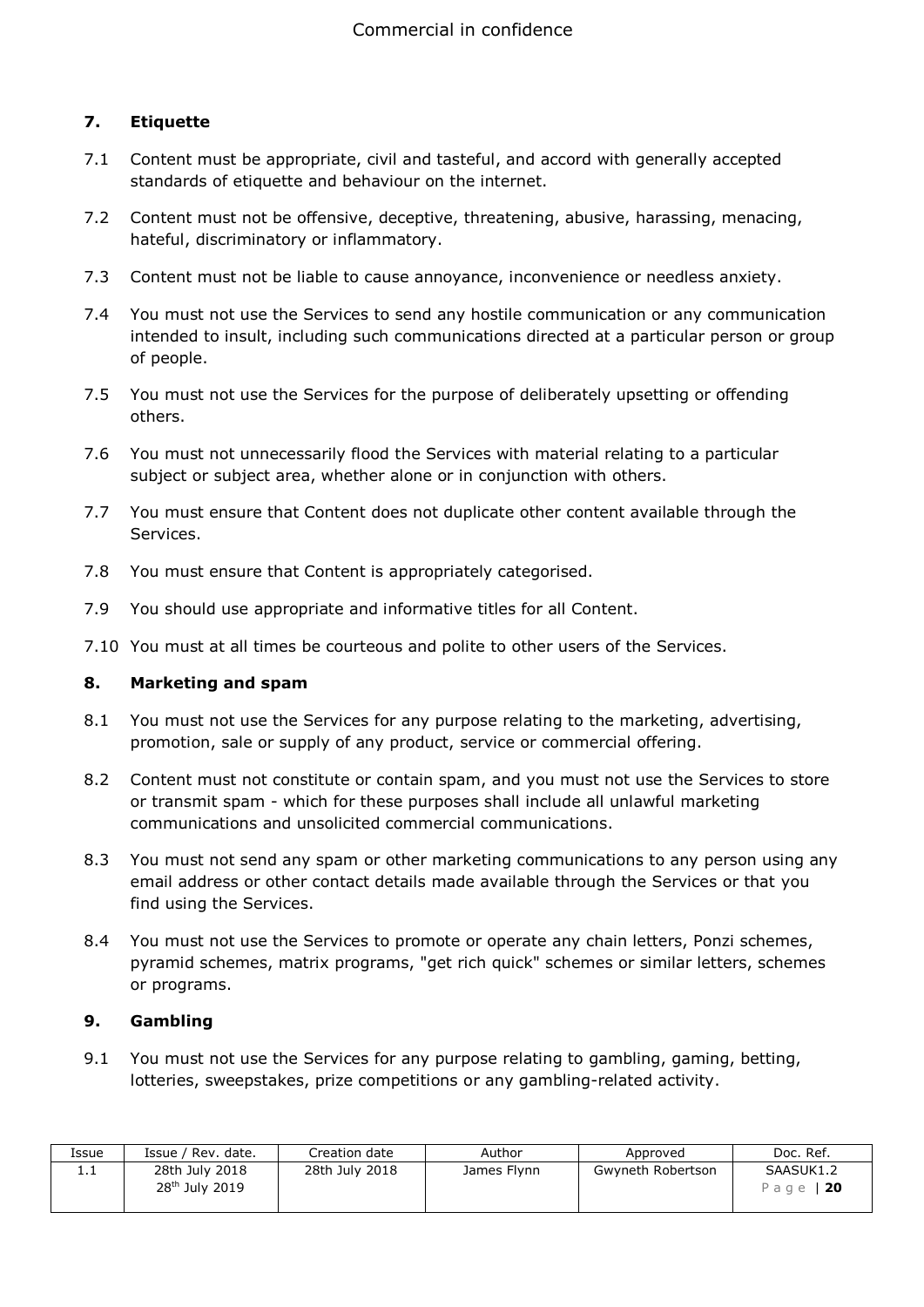## 7. Etiquette

7.1 Content must be appropriate, civil and tasteful, and accord with generally accepted standards of etiquette and behaviour on the internet.

7.2 Content must not be offensive, deceptive, threatening, abusive, harassing, menacing, hateful, discriminatory or inflammatory.

7.3 Content must not be liable to cause annoyance, inconvenience or needless anxiety.

7.4 You must not use the Services to send any hostile communication or any communication intended to insult, including such communications directed at a particular person or group of people.

7.5 You must not use the Services for the purpose of deliberately upsetting or offending others.

7.6 You must not unnecessarily flood the Services with material relating to a particular subject or subject area, whether alone or in conjunction with others.

7.7 You must ensure that Content does not duplicate other content available through the Services.

7.8 You must ensure that Content is appropriately categorised.

7.9 You should use appropriate and informative titles for all Content.

7.10 You must at all times be courteous and polite to other users of the Services.

## 8. Marketing and spam

8.1 You must not use the Services for any purpose relating to the marketing, advertising, promotion, sale or supply of any product, service or commercial offering.

8.2 Content must not constitute or contain spam, and you must not use the Services to store or transmit spam - which for these purposes shall include all unlawful marketing communications and unsolicited commercial communications.

8.3 You must not send any spam or other marketing communications to any person using any email address or other contact details made available through the Services or that you find using the Services.

8.4 You must not use the Services to promote or operate any chain letters, Ponzi schemes, pyramid schemes, matrix programs, "get rich quick" schemes or similar letters, schemes or programs.

## 9. Gambling

9.1 You must not use the Services for any purpose relating to gambling, gaming, betting, lotteries, sweepstakes, prize competitions or any gambling-related activity.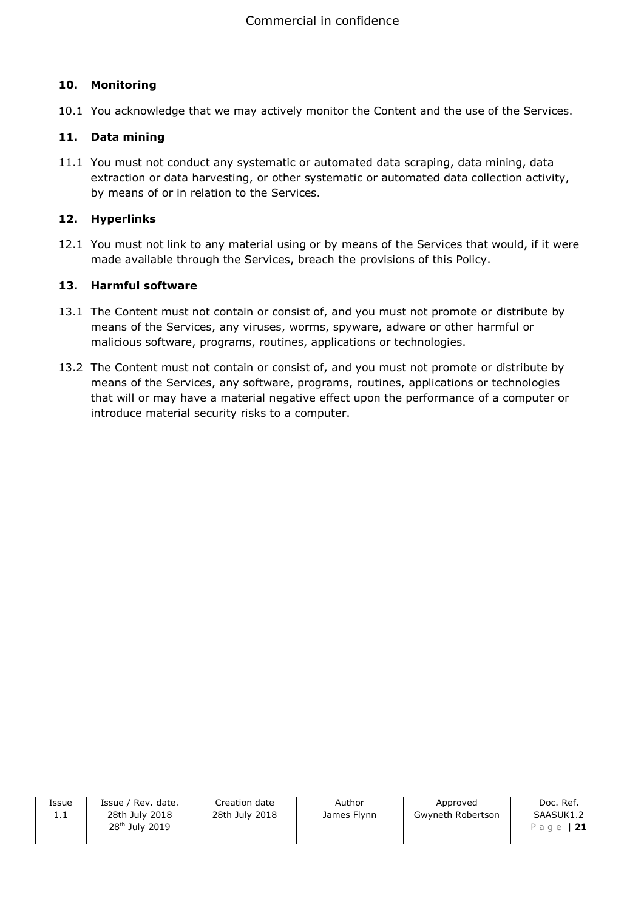## 10. Monitoring

10.1 You acknowledge that we may actively monitor the Content and the use of the Services.

## 11. Data mining

11.1 You must not conduct any systematic or automated data scraping, data mining, data extraction or data harvesting, or other systematic or automated data collection activity, by means of or in relation to the Services.

## 12. Hyperlinks

12.1 You must not link to any material using or by means of the Services that would, if it were made available through the Services, breach the provisions of this Policy.

## 13. Harmful software

13.1 The Content must not contain or consist of, and you must not promote or distribute by means of the Services, any viruses, worms, spyware, adware or other harmful or malicious software, programs, routines, applications or technologies.

13.2 The Content must not contain or consist of, and you must not promote or distribute by means of the Services, any software, programs, routines, applications or technologies that will or may have a material negative effect upon the performance of a computer or introduce material security risks to a computer.